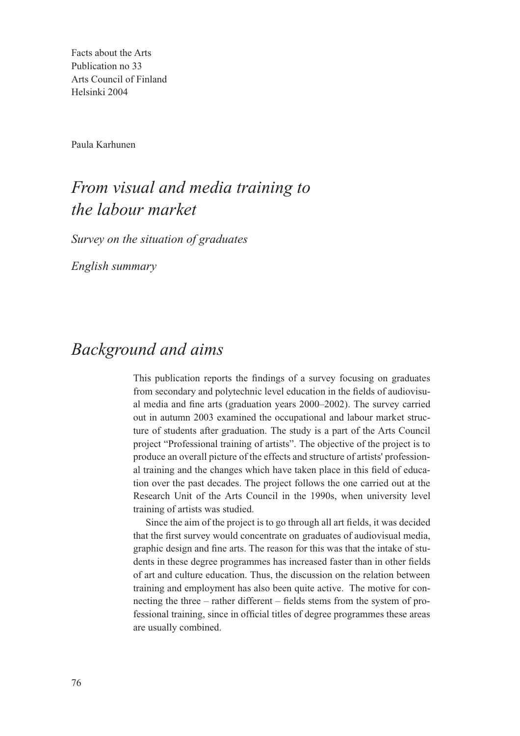Facts about the Arts
Publication no 33
Arts Council of Finland
Helsinki 2004

Paula Karhunen

# *From visual and media training to the labour market*

*Survey on the situation of graduates*

*English summary*

## *Background and aims*

This publication reports the findings of a survey focusing on graduates from secondary and polytechnic level education in the fields of audiovisual media and fine arts (graduation years 2000–2002). The survey carried out in autumn 2003 examined the occupational and labour market structure of students after graduation. The study is a part of the Arts Council project "Professional training of artists". The objective of the project is to produce an overall picture of the effects and structure of artists' professional training and the changes which have taken place in this field of education over the past decades. The project follows the one carried out at the Research Unit of the Arts Council in the 1990s, when university level training of artists was studied.

Since the aim of the project is to go through all art fields, it was decided that the first survey would concentrate on graduates of audiovisual media, graphic design and fine arts. The reason for this was that the intake of students in these degree programmes has increased faster than in other fields of art and culture education. Thus, the discussion on the relation between training and employment has also been quite active. The motive for connecting the three – rather different – fields stems from the system of professional training, since in official titles of degree programmes these areas are usually combined.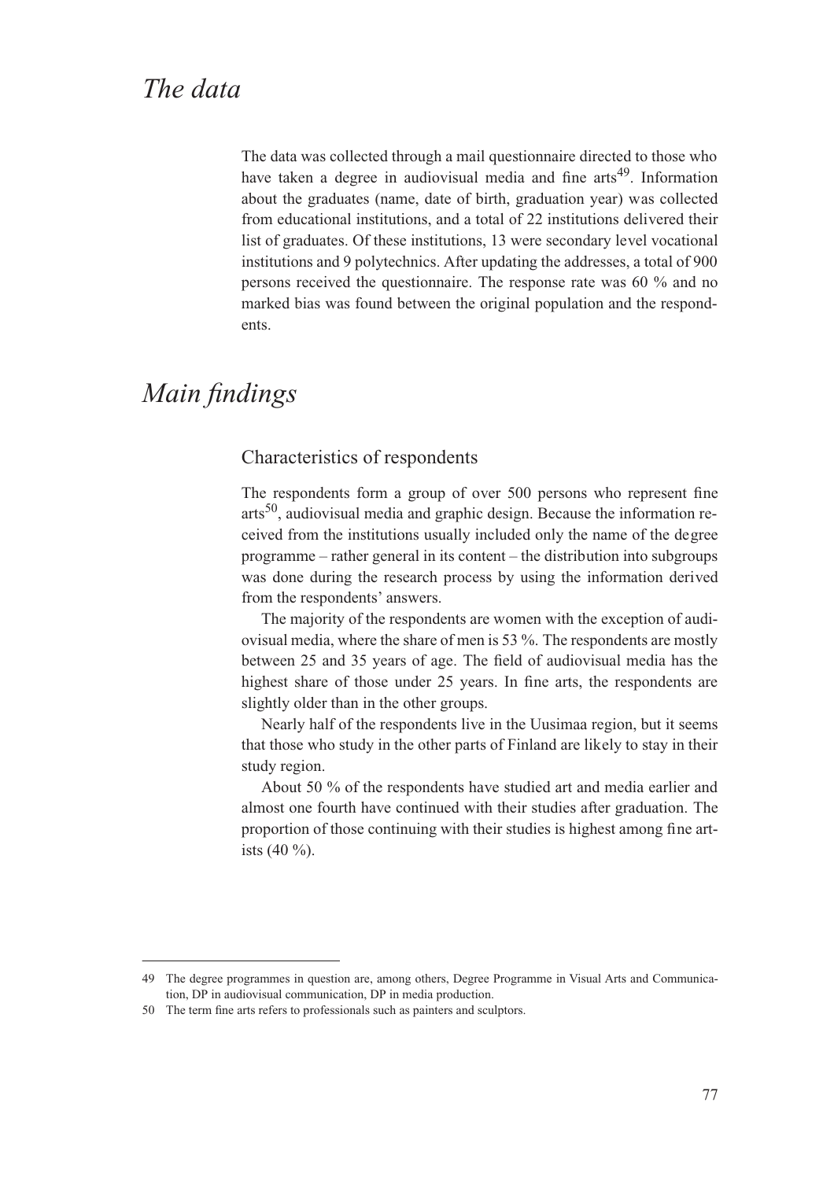## *The data*

The data was collected through a mail questionnaire directed to those who have taken a degree in audiovisual media and fine arts[49]. Information about the graduates (name, date of birth, graduation year) was collected from educational institutions, and a total of 22 institutions delivered their list of graduates. Of these institutions, 13 were secondary level vocational institutions and 9 polytechnics. After updating the addresses, a total of 900 persons received the questionnaire. The response rate was 60 % and no marked bias was found between the original population and the respondents.

## *Main findings*

### Characteristics of respondents

The respondents form a group of over 500 persons who represent fine arts[50], audiovisual media and graphic design. Because the information received from the institutions usually included only the name of the degree programme – rather general in its content – the distribution into subgroups was done during the research process by using the information derived from the respondents' answers.

The majority of the respondents are women with the exception of audiovisual media, where the share of men is 53 %. The respondents are mostly between 25 and 35 years of age. The field of audiovisual media has the highest share of those under 25 years. In fine arts, the respondents are slightly older than in the other groups.

Nearly half of the respondents live in the Uusimaa region, but it seems that those who study in the other parts of Finland are likely to stay in their study region.

About 50 % of the respondents have studied art and media earlier and almost one fourth have continued with their studies after graduation. The proportion of those continuing with their studies is highest among fine artists (40 %).

---

49 The degree programmes in question are, among others, Degree Programme in Visual Arts and Communication, DP in audiovisual communication, DP in media production.

50 The term fine arts refers to professionals such as painters and sculptors.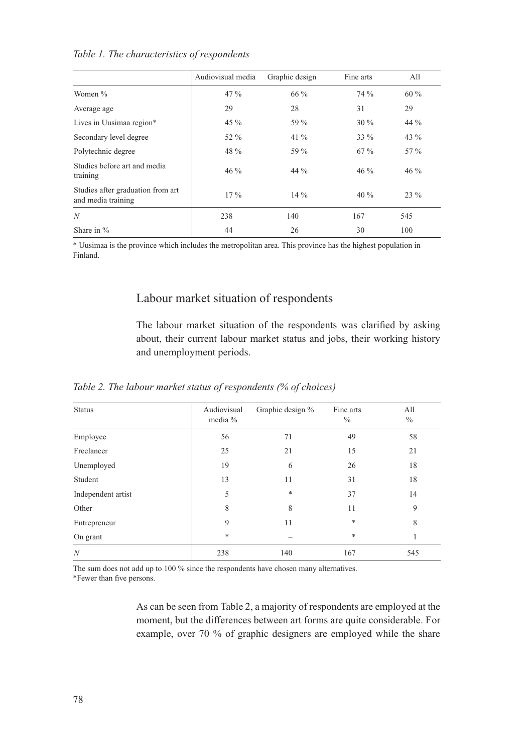*Table 1. The characteristics of respondents*

| | Audiovisual media | Graphic design | Fine arts | All |
|---|---|---|---|---|
| Women % | 47 % | 66 % | 74 % | 60 % |
| Average age | 29 | 28 | 31 | 29 |
| Lives in Uusimaa region* | 45 % | 59 % | 30 % | 44 % |
| Secondary level degree | 52 % | 41 % | 33 % | 43 % |
| Polytechnic degree | 48 % | 59 % | 67 % | 57 % |
| Studies before art and media training | 46 % | 44 % | 46 % | 46 % |
| Studies after graduation from art and media training | 17 % | 14 % | 40 % | 23 % |
| *N* | 238 | 140 | 167 | 545 |
| Share in % | 44 | 26 | 30 | 100 |

* Uusimaa is the province which includes the metropolitan area. This province has the highest population in Finland.

## Labour market situation of respondents

The labour market situation of the respondents was clarified by asking about, their current labour market status and jobs, their working history and unemployment periods.

*Table 2. The labour market status of respondents (% of choices)*

| Status | Audiovisual media % | Graphic design % | Fine arts % | All % |
|---|---|---|---|---|
| Employee | 56 | 71 | 49 | 58 |
| Freelancer | 25 | 21 | 15 | 21 |
| Unemployed | 19 | 6 | 26 | 18 |
| Student | 13 | 11 | 31 | 18 |
| Independent artist | 5 | * | 37 | 14 |
| Other | 8 | 8 | 11 | 9 |
| Entrepreneur | 9 | 11 | * | 8 |
| On grant | * | – | * | 1 |
| *N* | 238 | 140 | 167 | 545 |

The sum does not add up to 100 % since the respondents have chosen many alternatives.
*Fewer than five persons.

As can be seen from Table 2, a majority of respondents are employed at the moment, but the differences between art forms are quite considerable. For example, over 70 % of graphic designers are employed while the share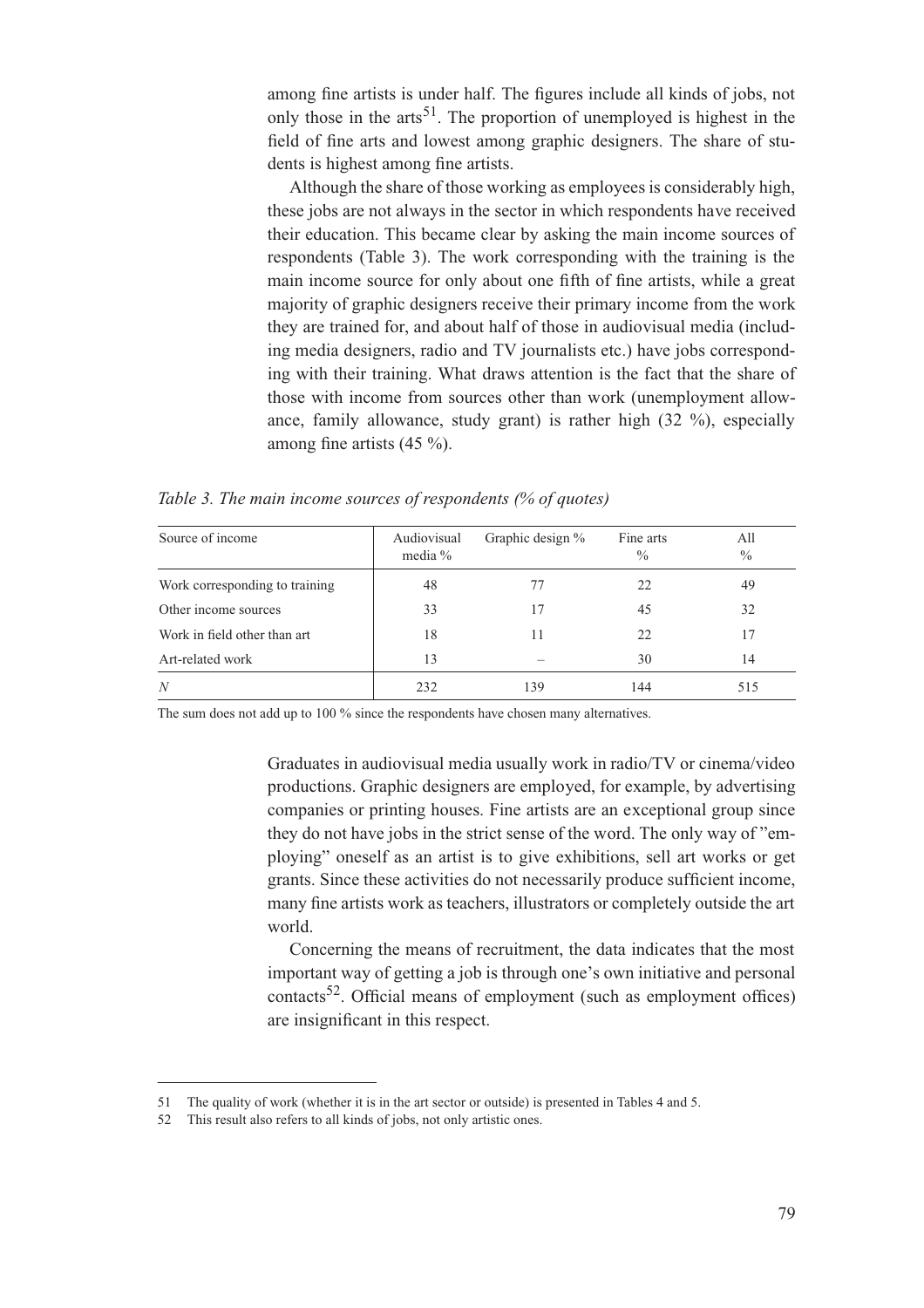among fine artists is under half. The figures include all kinds of jobs, not only those in the arts[51]. The proportion of unemployed is highest in the field of fine arts and lowest among graphic designers. The share of students is highest among fine artists.

Although the share of those working as employees is considerably high, these jobs are not always in the sector in which respondents have received their education. This became clear by asking the main income sources of respondents (Table 3). The work corresponding with the training is the main income source for only about one fifth of fine artists, while a great majority of graphic designers receive their primary income from the work they are trained for, and about half of those in audiovisual media (including media designers, radio and TV journalists etc.) have jobs corresponding with their training. What draws attention is the fact that the share of those with income from sources other than work (unemployment allowance, family allowance, study grant) is rather high (32 %), especially among fine artists (45 %).

*Table 3. The main income sources of respondents (% of quotes)*

| Source of income | Audiovisual media % | Graphic design % | Fine arts % | All % |
|---|---|---|---|---|
| Work corresponding to training | 48 | 77 | 22 | 49 |
| Other income sources | 33 | 17 | 45 | 32 |
| Work in field other than art | 18 | 11 | 22 | 17 |
| Art-related work | 13 | – | 30 | 14 |
| *N* | 232 | 139 | 144 | 515 |

The sum does not add up to 100 % since the respondents have chosen many alternatives.

Graduates in audiovisual media usually work in radio/TV or cinema/video productions. Graphic designers are employed, for example, by advertising companies or printing houses. Fine artists are an exceptional group since they do not have jobs in the strict sense of the word. The only way of "employing" oneself as an artist is to give exhibitions, sell art works or get grants. Since these activities do not necessarily produce sufficient income, many fine artists work as teachers, illustrators or completely outside the art world.

Concerning the means of recruitment, the data indicates that the most important way of getting a job is through one's own initiative and personal contacts[52]. Official means of employment (such as employment offices) are insignificant in this respect.

51 The quality of work (whether it is in the art sector or outside) is presented in Tables 4 and 5.

52 This result also refers to all kinds of jobs, not only artistic ones.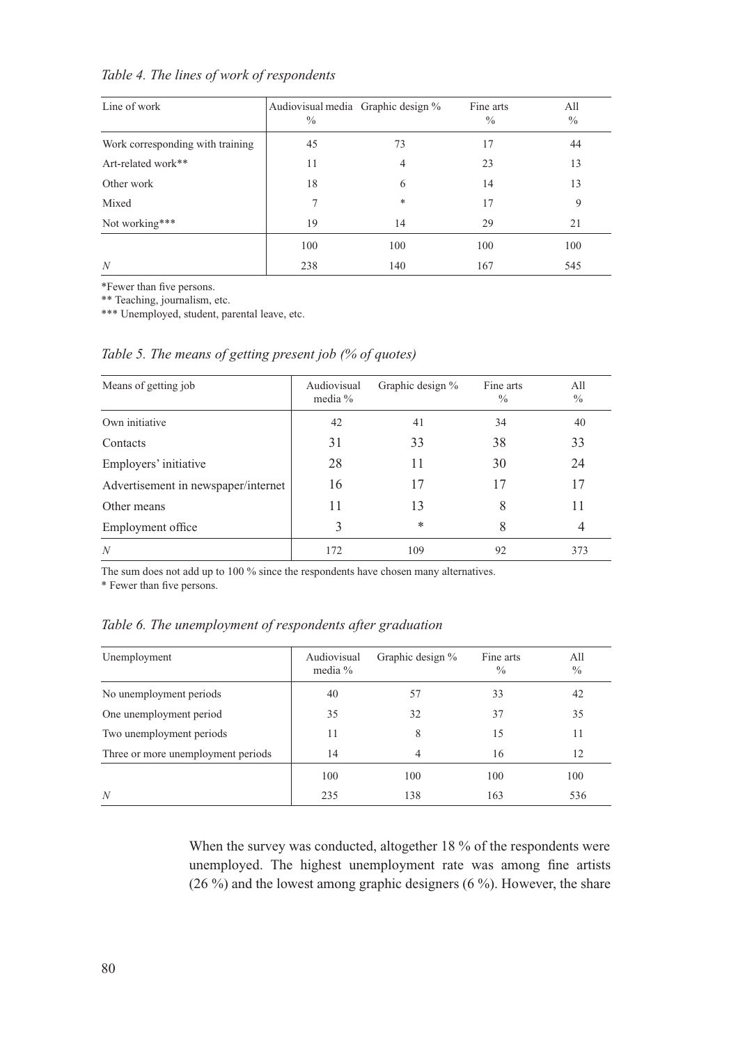*Table 4. The lines of work of respondents*

| Line of work | Audiovisual media % | Graphic design % | Fine arts % | All % |
|---|---|---|---|---|
| Work corresponding with training | 45 | 73 | 17 | 44 |
| Art-related work** | 11 | 4 | 23 | 13 |
| Other work | 18 | 6 | 14 | 13 |
| Mixed | 7 | * | 17 | 9 |
| Not working*** | 19 | 14 | 29 | 21 |
| | 100 | 100 | 100 | 100 |
| *N* | 238 | 140 | 167 | 545 |

*Fewer than five persons.

** Teaching, journalism, etc.

*** Unemployed, student, parental leave, etc.

*Table 5. The means of getting present job (% of quotes)*

| Means of getting job | Audiovisual media % | Graphic design % | Fine arts % | All % |
|---|---|---|---|---|
| Own initiative | 42 | 41 | 34 | 40 |
| Contacts | 31 | 33 | 38 | 33 |
| Employers' initiative | 28 | 11 | 30 | 24 |
| Advertisement in newspaper/internet | 16 | 17 | 17 | 17 |
| Other means | 11 | 13 | 8 | 11 |
| Employment office | 3 | * | 8 | 4 |
| *N* | 172 | 109 | 92 | 373 |

The sum does not add up to 100 % since the respondents have chosen many alternatives.

* Fewer than five persons.

*Table 6. The unemployment of respondents after graduation*

| Unemployment | Audiovisual media % | Graphic design % | Fine arts % | All % |
|---|---|---|---|---|
| No unemployment periods | 40 | 57 | 33 | 42 |
| One unemployment period | 35 | 32 | 37 | 35 |
| Two unemployment periods | 11 | 8 | 15 | 11 |
| Three or more unemployment periods | 14 | 4 | 16 | 12 |
| | 100 | 100 | 100 | 100 |
| *N* | 235 | 138 | 163 | 536 |

When the survey was conducted, altogether 18 % of the respondents were unemployed. The highest unemployment rate was among fine artists (26 %) and the lowest among graphic designers (6 %). However, the share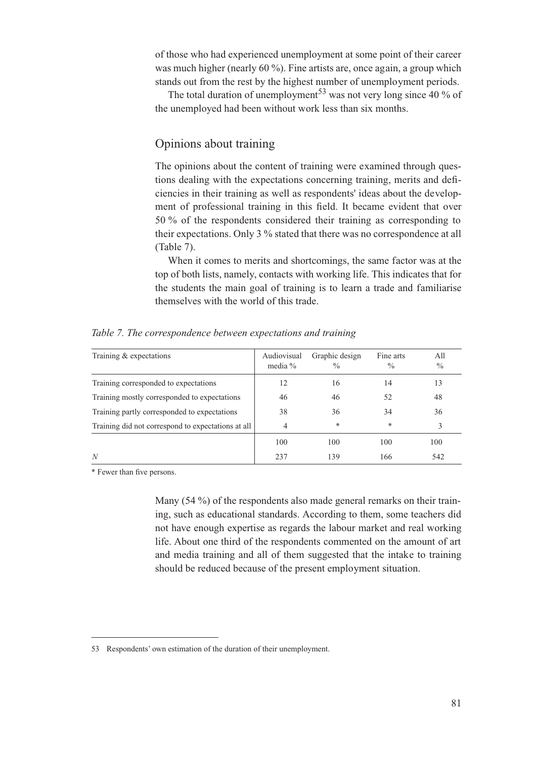of those who had experienced unemployment at some point of their career was much higher (nearly 60 %). Fine artists are, once again, a group which stands out from the rest by the highest number of unemployment periods.

The total duration of unemployment[53] was not very long since 40 % of the unemployed had been without work less than six months.

## Opinions about training

The opinions about the content of training were examined through questions dealing with the expectations concerning training, merits and deficiencies in their training as well as respondents' ideas about the development of professional training in this field. It became evident that over 50 % of the respondents considered their training as corresponding to their expectations. Only 3 % stated that there was no correspondence at all (Table 7).

When it comes to merits and shortcomings, the same factor was at the top of both lists, namely, contacts with working life. This indicates that for the students the main goal of training is to learn a trade and familiarise themselves with the world of this trade.

*Table 7. The correspondence between expectations and training*

| Training & expectations | Audiovisual media % | Graphic design % | Fine arts % | All % |
|---|---|---|---|---|
| Training corresponded to expectations | 12 | 16 | 14 | 13 |
| Training mostly corresponded to expectations | 46 | 46 | 52 | 48 |
| Training partly corresponded to expectations | 38 | 36 | 34 | 36 |
| Training did not correspond to expectations at all | 4 | * | * | 3 |
| | 100 | 100 | 100 | 100 |
| *N* | 237 | 139 | 166 | 542 |

\* Fewer than five persons.

Many (54 %) of the respondents also made general remarks on their training, such as educational standards. According to them, some teachers did not have enough expertise as regards the labour market and real working life. About one third of the respondents commented on the amount of art and media training and all of them suggested that the intake to training should be reduced because of the present employment situation.

53 Respondents' own estimation of the duration of their unemployment.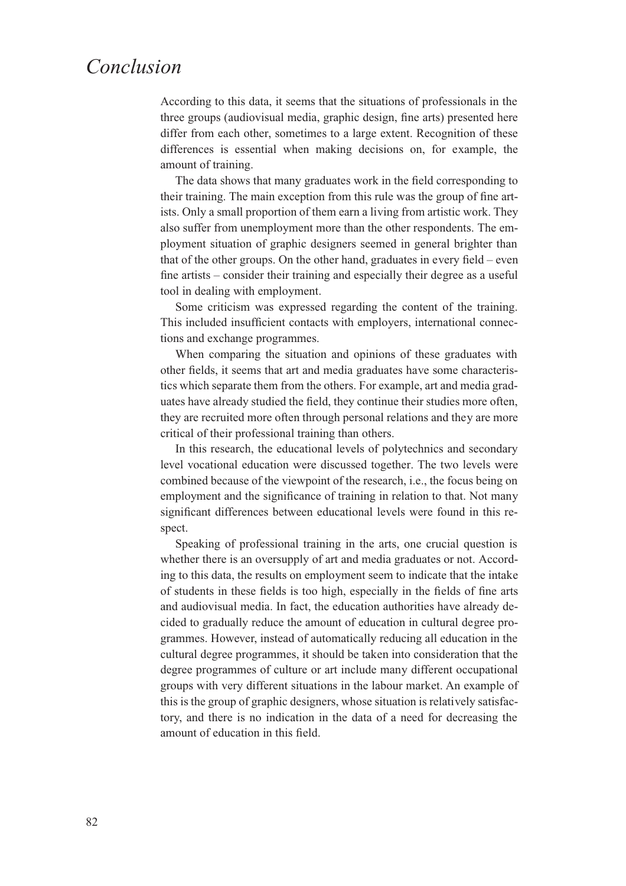# Conclusion

According to this data, it seems that the situations of professionals in the three groups (audiovisual media, graphic design, fine arts) presented here differ from each other, sometimes to a large extent. Recognition of these differences is essential when making decisions on, for example, the amount of training.

The data shows that many graduates work in the field corresponding to their training. The main exception from this rule was the group of fine artists. Only a small proportion of them earn a living from artistic work. They also suffer from unemployment more than the other respondents. The employment situation of graphic designers seemed in general brighter than that of the other groups. On the other hand, graduates in every field – even fine artists – consider their training and especially their degree as a useful tool in dealing with employment.

Some criticism was expressed regarding the content of the training. This included insufficient contacts with employers, international connections and exchange programmes.

When comparing the situation and opinions of these graduates with other fields, it seems that art and media graduates have some characteristics which separate them from the others. For example, art and media graduates have already studied the field, they continue their studies more often, they are recruited more often through personal relations and they are more critical of their professional training than others.

In this research, the educational levels of polytechnics and secondary level vocational education were discussed together. The two levels were combined because of the viewpoint of the research, i.e., the focus being on employment and the significance of training in relation to that. Not many significant differences between educational levels were found in this respect.

Speaking of professional training in the arts, one crucial question is whether there is an oversupply of art and media graduates or not. According to this data, the results on employment seem to indicate that the intake of students in these fields is too high, especially in the fields of fine arts and audiovisual media. In fact, the education authorities have already decided to gradually reduce the amount of education in cultural degree programmes. However, instead of automatically reducing all education in the cultural degree programmes, it should be taken into consideration that the degree programmes of culture or art include many different occupational groups with very different situations in the labour market. An example of this is the group of graphic designers, whose situation is relatively satisfactory, and there is no indication in the data of a need for decreasing the amount of education in this field.